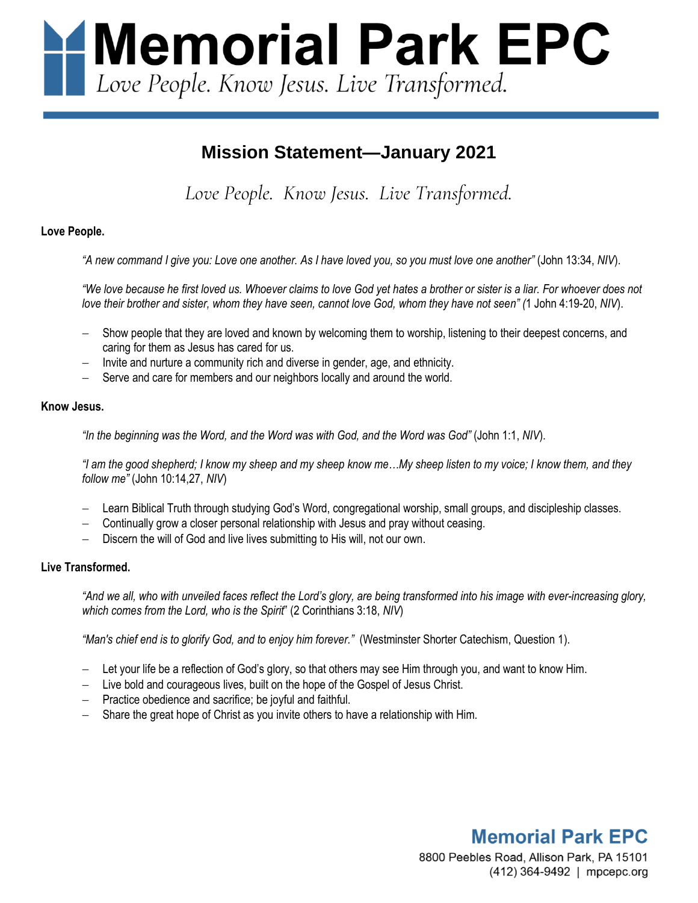# Memorial Park EPC

*Love People. Know Jesus. Live Transformed.*

## Mission Statement—January 2021

*Love People. Know Jesus. Live Transformed.*

**Love People.**

*"A new command I give you: Love one another. As I have loved you, so you must love one another"* (John 13:34, *NIV*).

*"We love because he first loved us. Whoever claims to love God yet hates a brother or sister is a liar. For whoever does not love their brother and sister, whom they have seen, cannot love God, whom they have not seen" (*1 John 4:19-20, *NIV*).

- Show people that they are loved and known by welcoming them to worship, listening to their deepest concerns, and caring for them as Jesus has cared for us.
- Invite and nurture a community rich and diverse in gender, age, and ethnicity.
- Serve and care for members and our neighbors locally and around the world.

**Know Jesus.**

*"In the beginning was the Word, and the Word was with God, and the Word was God"* (John 1:1, *NIV*).

*"I am the good shepherd; I know my sheep and my sheep know me…My sheep listen to my voice; I know them, and they follow me"* (John 10:14,27, *NIV*)

- Learn Biblical Truth through studying God's Word, congregational worship, small groups, and discipleship classes.
- Continually grow a closer personal relationship with Jesus and pray without ceasing.
- Discern the will of God and live lives submitting to His will, not our own.

**Live Transformed.**

*"And we all, who with unveiled faces reflect the Lord's glory, are being transformed into his image with ever-increasing glory, which comes from the Lord, who is the Spirit*" (2 Corinthians 3:18, *NIV*)

*"Man's chief end is to glorify God, and to enjoy him forever."* (Westminster Shorter Catechism, Question 1).

- Let your life be a reflection of God's glory, so that others may see Him through you, and want to know Him.
- Live bold and courageous lives, built on the hope of the Gospel of Jesus Christ.
- Practice obedience and sacrifice; be joyful and faithful.
- Share the great hope of Christ as you invite others to have a relationship with Him.

**Memorial Park EPC**
8800 Peebles Road, Allison Park, PA 15101
(412) 364-9492 | mpcepc.org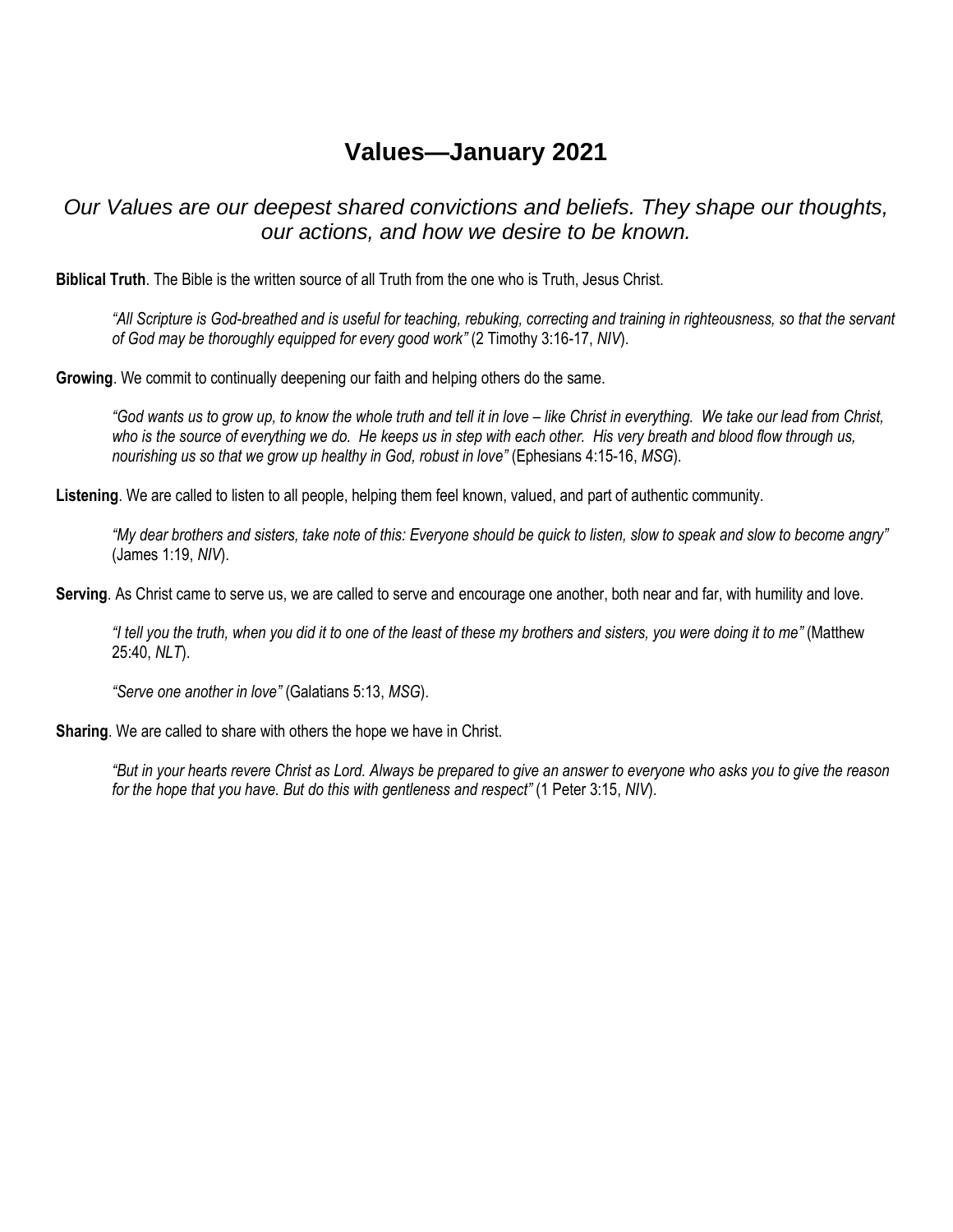# Values—January 2021

*Our Values are our deepest shared convictions and beliefs. They shape our thoughts, our actions, and how we desire to be known.*

**Biblical Truth**. The Bible is the written source of all Truth from the one who is Truth, Jesus Christ.

> *"All Scripture is God-breathed and is useful for teaching, rebuking, correcting and training in righteousness, so that the servant of God may be thoroughly equipped for every good work"* (2 Timothy 3:16-17, *NIV*).

**Growing**. We commit to continually deepening our faith and helping others do the same.

> *"God wants us to grow up, to know the whole truth and tell it in love – like Christ in everything. We take our lead from Christ, who is the source of everything we do. He keeps us in step with each other. His very breath and blood flow through us, nourishing us so that we grow up healthy in God, robust in love"* (Ephesians 4:15-16, *MSG*).

**Listening**. We are called to listen to all people, helping them feel known, valued, and part of authentic community.

> *"My dear brothers and sisters, take note of this: Everyone should be quick to listen, slow to speak and slow to become angry"* (James 1:19, *NIV*).

**Serving**. As Christ came to serve us, we are called to serve and encourage one another, both near and far, with humility and love.

> *"I tell you the truth, when you did it to one of the least of these my brothers and sisters, you were doing it to me"* (Matthew 25:40, *NLT*).
>
> *"Serve one another in love"* (Galatians 5:13, *MSG*).

**Sharing**. We are called to share with others the hope we have in Christ.

> *"But in your hearts revere Christ as Lord. Always be prepared to give an answer to everyone who asks you to give the reason for the hope that you have. But do this with gentleness and respect"* (1 Peter 3:15, *NIV*).